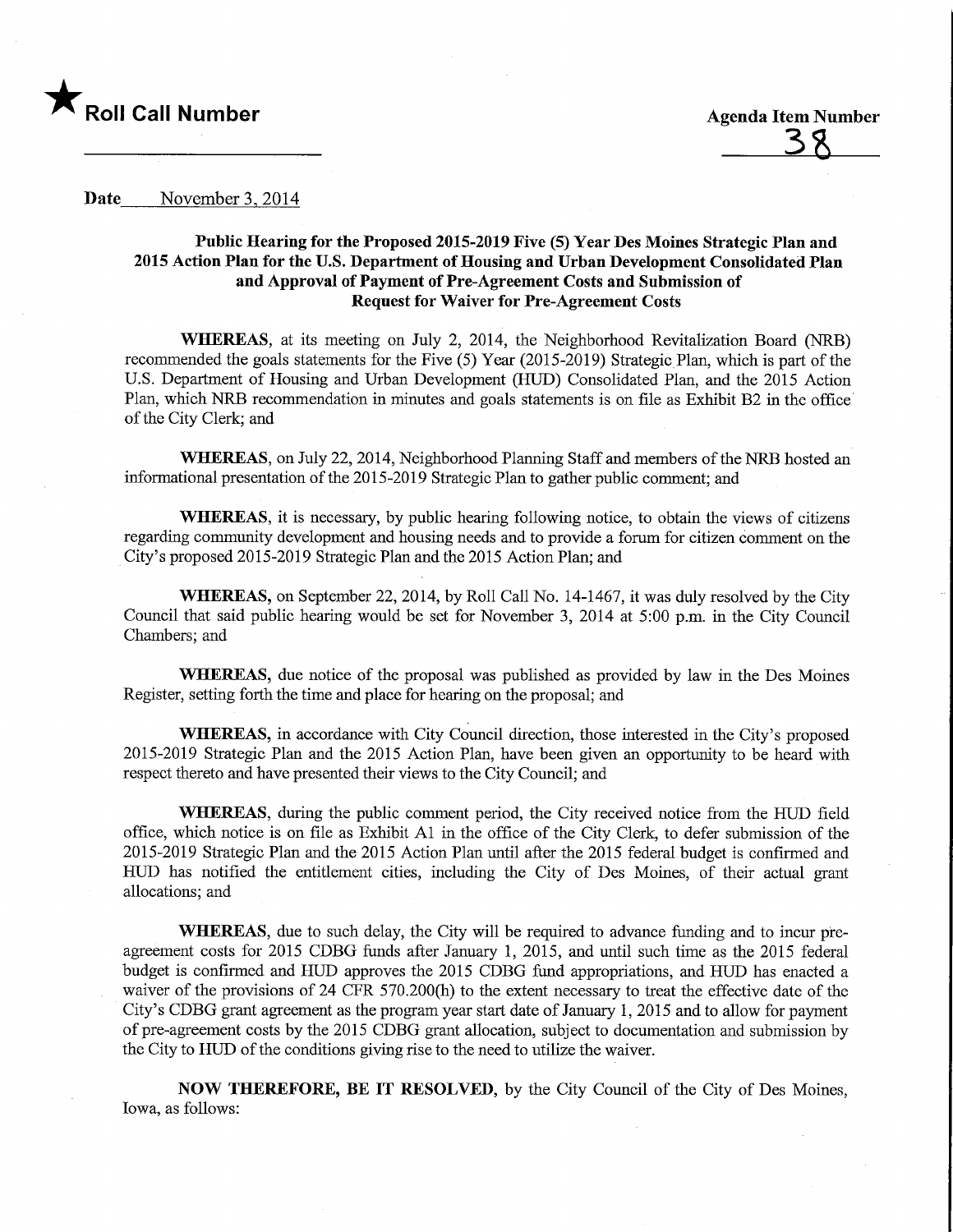★ **Roll Call Number**

**Agenda Item Number**
38

**Date** November 3, 2014

**Public Hearing for the Proposed 2015-2019 Five (5) Year Des Moines Strategic Plan and 2015 Action Plan for the U.S. Department of Housing and Urban Development Consolidated Plan and Approval of Payment of Pre-Agreement Costs and Submission of Request for Waiver for Pre-Agreement Costs**

**WHEREAS**, at its meeting on July 2, 2014, the Neighborhood Revitalization Board (NRB) recommended the goals statements for the Five (5) Year (2015-2019) Strategic Plan, which is part of the U.S. Department of Housing and Urban Development (HUD) Consolidated Plan, and the 2015 Action Plan, which NRB recommendation in minutes and goals statements is on file as Exhibit B2 in the office of the City Clerk; and

**WHEREAS**, on July 22, 2014, Neighborhood Planning Staff and members of the NRB hosted an informational presentation of the 2015-2019 Strategic Plan to gather public comment; and

**WHEREAS**, it is necessary, by public hearing following notice, to obtain the views of citizens regarding community development and housing needs and to provide a forum for citizen comment on the City's proposed 2015-2019 Strategic Plan and the 2015 Action Plan; and

**WHEREAS,** on September 22, 2014, by Roll Call No. 14-1467, it was duly resolved by the City Council that said public hearing would be set for November 3, 2014 at 5:00 p.m. in the City Council Chambers; and

**WHEREAS,** due notice of the proposal was published as provided by law in the Des Moines Register, setting forth the time and place for hearing on the proposal; and

**WHEREAS,** in accordance with City Council direction, those interested in the City's proposed 2015-2019 Strategic Plan and the 2015 Action Plan, have been given an opportunity to be heard with respect thereto and have presented their views to the City Council; and

**WHEREAS**, during the public comment period, the City received notice from the HUD field office, which notice is on file as Exhibit A1 in the office of the City Clerk, to defer submission of the 2015-2019 Strategic Plan and the 2015 Action Plan until after the 2015 federal budget is confirmed and HUD has notified the entitlement cities, including the City of Des Moines, of their actual grant allocations; and

**WHEREAS**, due to such delay, the City will be required to advance funding and to incur pre-agreement costs for 2015 CDBG funds after January 1, 2015, and until such time as the 2015 federal budget is confirmed and HUD approves the 2015 CDBG fund appropriations, and HUD has enacted a waiver of the provisions of 24 CFR 570.200(h) to the extent necessary to treat the effective date of the City's CDBG grant agreement as the program year start date of January 1, 2015 and to allow for payment of pre-agreement costs by the 2015 CDBG grant allocation, subject to documentation and submission by the City to HUD of the conditions giving rise to the need to utilize the waiver.

**NOW THEREFORE, BE IT RESOLVED,** by the City Council of the City of Des Moines, Iowa, as follows: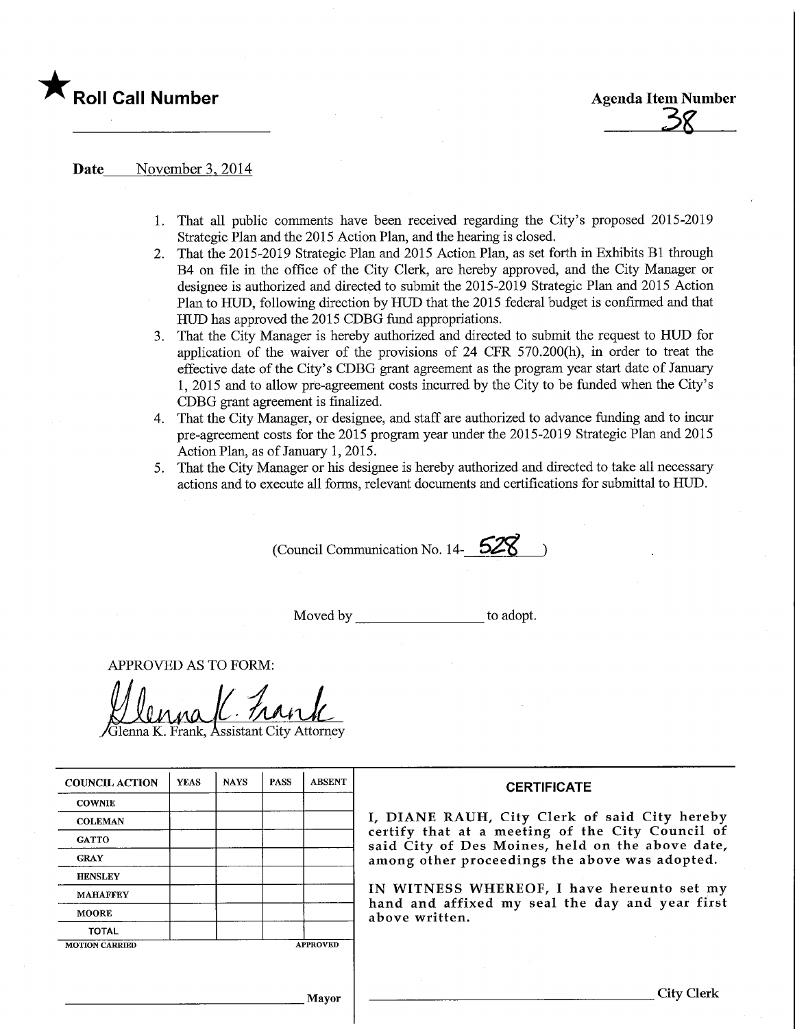★ **Roll Call Number**

**Agenda Item Number**
38

**Date** November 3, 2014

1. That all public comments have been received regarding the City's proposed 2015-2019 Strategic Plan and the 2015 Action Plan, and the hearing is closed.
2. That the 2015-2019 Strategic Plan and 2015 Action Plan, as set forth in Exhibits B1 through B4 on file in the office of the City Clerk, are hereby approved, and the City Manager or designee is authorized and directed to submit the 2015-2019 Strategic Plan and 2015 Action Plan to HUD, following direction by HUD that the 2015 federal budget is confirmed and that HUD has approved the 2015 CDBG fund appropriations.
3. That the City Manager is hereby authorized and directed to submit the request to HUD for application of the waiver of the provisions of 24 CFR 570.200(h), in order to treat the effective date of the City's CDBG grant agreement as the program year start date of January 1, 2015 and to allow pre-agreement costs incurred by the City to be funded when the City's CDBG grant agreement is finalized.
4. That the City Manager, or designee, and staff are authorized to advance funding and to incur pre-agreement costs for the 2015 program year under the 2015-2019 Strategic Plan and 2015 Action Plan, as of January 1, 2015.
5. That the City Manager or his designee is hereby authorized and directed to take all necessary actions and to execute all forms, relevant documents and certifications for submittal to HUD.

(Council Communication No. 14- 528 )

Moved by \_\_\_\_\_\_\_\_\_\_\_\_\_\_\_\_ to adopt.

APPROVED AS TO FORM:

Glenna K. Frank, Assistant City Attorney

| COUNCIL ACTION | YEAS | NAYS | PASS | ABSENT |
|---|---|---|---|---|
| COWNIE | | | | |
| COLEMAN | | | | |
| GATTO | | | | |
| GRAY | | | | |
| HENSLEY | | | | |
| MAHAFFEY | | | | |
| MOORE | | | | |
| TOTAL | | | | |
| MOTION CARRIED | | | | APPROVED |

\_\_\_\_\_\_\_\_\_\_\_\_\_\_\_\_\_\_\_\_ Mayor

**CERTIFICATE**

I, DIANE RAUH, City Clerk of said City hereby certify that at a meeting of the City Council of said City of Des Moines, held on the above date, among other proceedings the above was adopted.

IN WITNESS WHEREOF, I have hereunto set my hand and affixed my seal the day and year first above written.

\_\_\_\_\_\_\_\_\_\_\_\_\_\_\_\_\_\_\_\_ City Clerk